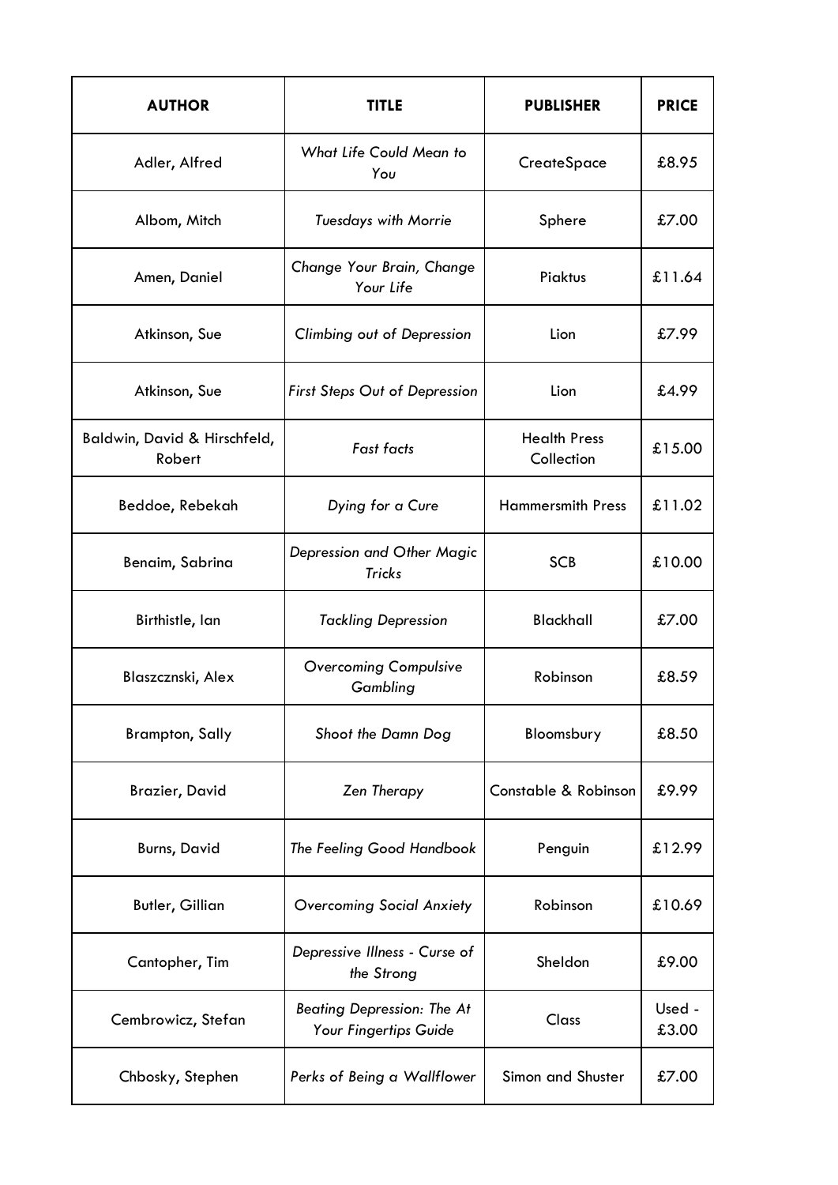| AUTHOR | TITLE | PUBLISHER | PRICE |
| --- | --- | --- | --- |
| Adler, Alfred | *What Life Could Mean to You* | CreateSpace | £8.95 |
| Albom, Mitch | *Tuesdays with Morrie* | Sphere | £7.00 |
| Amen, Daniel | *Change Your Brain, Change Your Life* | Piaktus | £11.64 |
| Atkinson, Sue | *Climbing out of Depression* | Lion | £7.99 |
| Atkinson, Sue | *First Steps Out of Depression* | Lion | £4.99 |
| Baldwin, David & Hirschfeld, Robert | *Fast facts* | Health Press Collection | £15.00 |
| Beddoe, Rebekah | *Dying for a Cure* | Hammersmith Press | £11.02 |
| Benaim, Sabrina | *Depression and Other Magic Tricks* | SCB | £10.00 |
| Birthistle, Ian | *Tackling Depression* | Blackhall | £7.00 |
| Blaszcznski, Alex | *Overcoming Compulsive Gambling* | Robinson | £8.59 |
| Brampton, Sally | *Shoot the Damn Dog* | Bloomsbury | £8.50 |
| Brazier, David | *Zen Therapy* | Constable & Robinson | £9.99 |
| Burns, David | *The Feeling Good Handbook* | Penguin | £12.99 |
| Butler, Gillian | *Overcoming Social Anxiety* | Robinson | £10.69 |
| Cantopher, Tim | *Depressive Illness - Curse of the Strong* | Sheldon | £9.00 |
| Cembrowicz, Stefan | *Beating Depression: The At Your Fingertips Guide* | Class | Used - £3.00 |
| Chbosky, Stephen | *Perks of Being a Wallflower* | Simon and Shuster | £7.00 |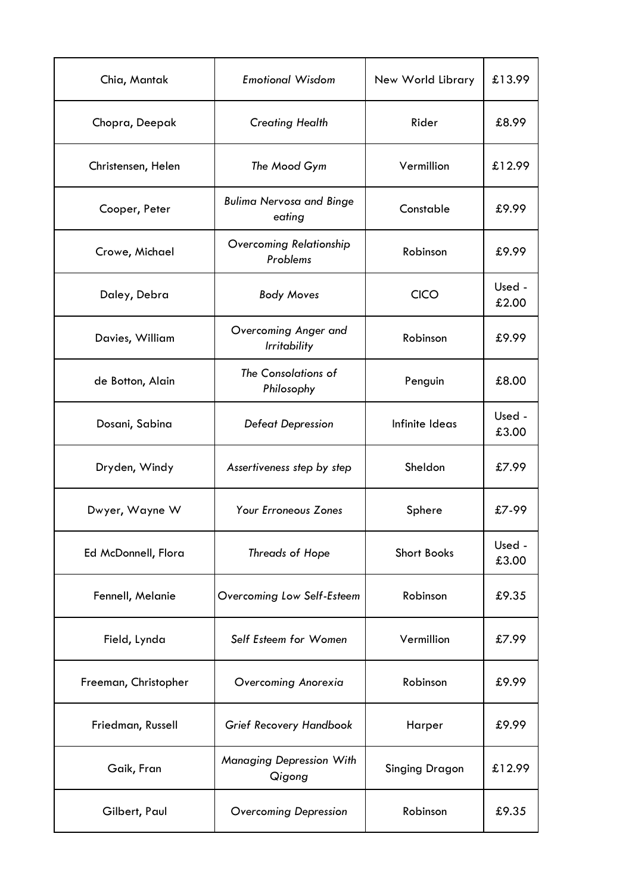| Chia, Mantak | *Emotional Wisdom* | New World Library | £13.99 |
|---|---|---|---|
| Chopra, Deepak | *Creating Health* | Rider | £8.99 |
| Christensen, Helen | *The Mood Gym* | Vermillion | £12.99 |
| Cooper, Peter | *Bulima Nervosa and Binge eating* | Constable | £9.99 |
| Crowe, Michael | *Overcoming Relationship Problems* | Robinson | £9.99 |
| Daley, Debra | *Body Moves* | CICO | Used - £2.00 |
| Davies, William | *Overcoming Anger and Irritability* | Robinson | £9.99 |
| de Botton, Alain | *The Consolations of Philosophy* | Penguin | £8.00 |
| Dosani, Sabina | *Defeat Depression* | Infinite Ideas | Used - £3.00 |
| Dryden, Windy | *Assertiveness step by step* | Sheldon | £7.99 |
| Dwyer, Wayne W | *Your Erroneous Zones* | Sphere | £7-99 |
| Ed McDonnell, Flora | *Threads of Hope* | Short Books | Used - £3.00 |
| Fennell, Melanie | *Overcoming Low Self-Esteem* | Robinson | £9.35 |
| Field, Lynda | *Self Esteem for Women* | Vermillion | £7.99 |
| Freeman, Christopher | *Overcoming Anorexia* | Robinson | £9.99 |
| Friedman, Russell | *Grief Recovery Handbook* | Harper | £9.99 |
| Gaik, Fran | *Managing Depression With Qigong* | Singing Dragon | £12.99 |
| Gilbert, Paul | *Overcoming Depression* | Robinson | £9.35 |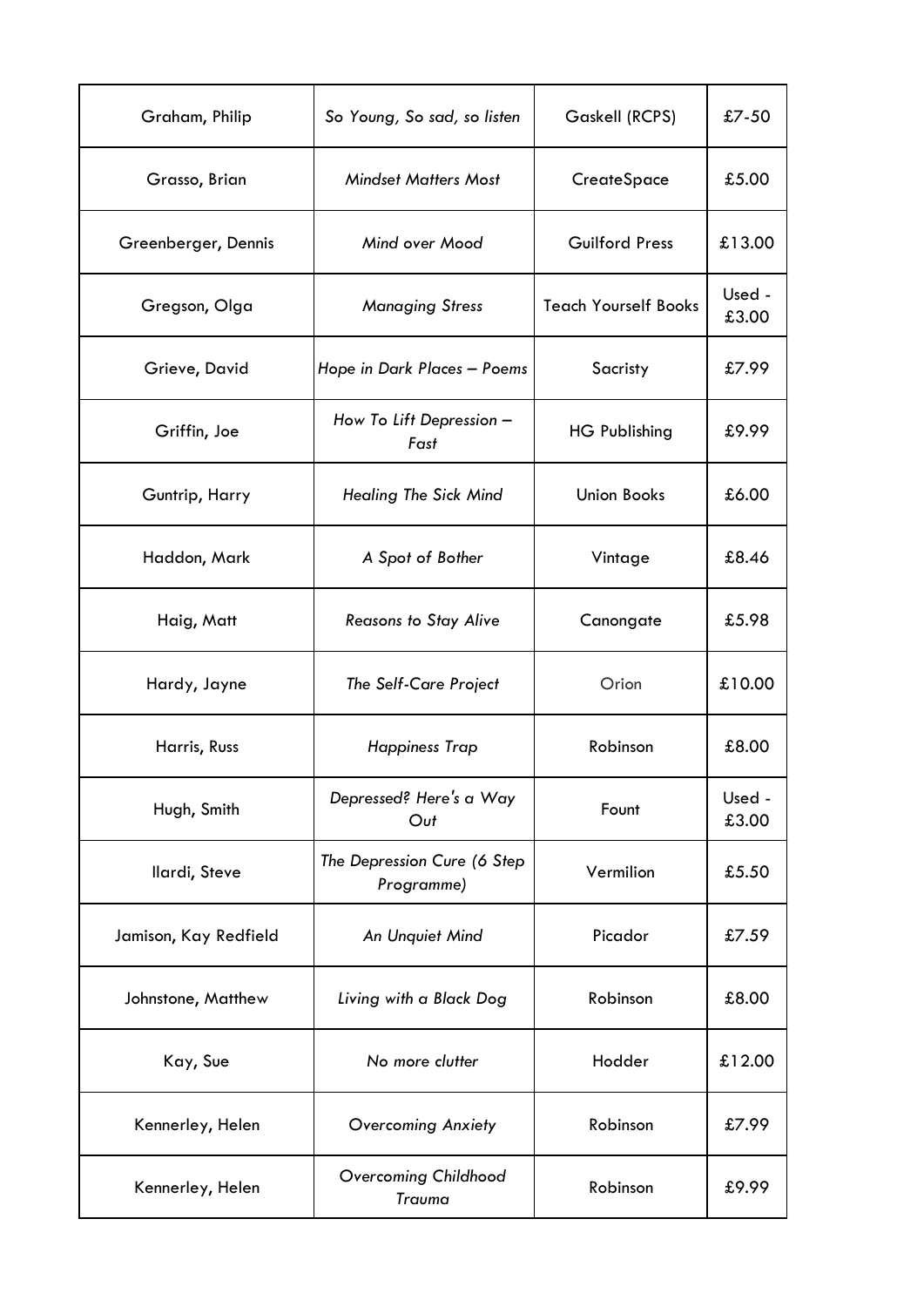| | | | |
|---|---|---|---|
| Graham, Philip | *So Young, So sad, so listen* | Gaskell (RCPS) | £7-50 |
| Grasso, Brian | *Mindset Matters Most* | CreateSpace | £5.00 |
| Greenberger, Dennis | *Mind over Mood* | Guilford Press | £13.00 |
| Gregson, Olga | *Managing Stress* | Teach Yourself Books | Used - £3.00 |
| Grieve, David | *Hope in Dark Places – Poems* | Sacristy | £7.99 |
| Griffin, Joe | *How To Lift Depression – Fast* | HG Publishing | £9.99 |
| Guntrip, Harry | *Healing The Sick Mind* | Union Books | £6.00 |
| Haddon, Mark | *A Spot of Bother* | Vintage | £8.46 |
| Haig, Matt | *Reasons to Stay Alive* | Canongate | £5.98 |
| Hardy, Jayne | *The Self-Care Project* | Orion | £10.00 |
| Harris, Russ | *Happiness Trap* | Robinson | £8.00 |
| Hugh, Smith | *Depressed? Here's a Way Out* | Fount | Used - £3.00 |
| Ilardi, Steve | *The Depression Cure (6 Step Programme)* | Vermilion | £5.50 |
| Jamison, Kay Redfield | *An Unquiet Mind* | Picador | £7.59 |
| Johnstone, Matthew | *Living with a Black Dog* | Robinson | £8.00 |
| Kay, Sue | *No more clutter* | Hodder | £12.00 |
| Kennerley, Helen | *Overcoming Anxiety* | Robinson | £7.99 |
| Kennerley, Helen | *Overcoming Childhood Trauma* | Robinson | £9.99 |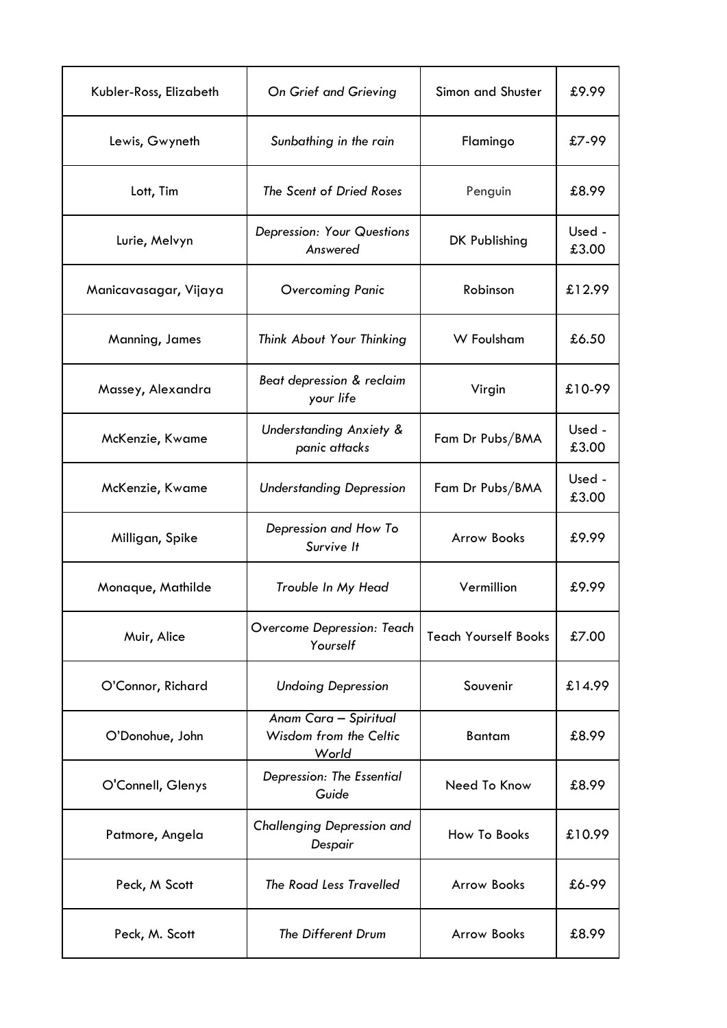| Kubler-Ross, Elizabeth | *On Grief and Grieving* | Simon and Shuster | £9.99 |
|---|---|---|---|
| Lewis, Gwyneth | *Sunbathing in the rain* | Flamingo | £7-99 |
| Lott, Tim | *The Scent of Dried Roses* | Penguin | £8.99 |
| Lurie, Melvyn | *Depression: Your Questions Answered* | DK Publishing | Used - £3.00 |
| Manicavasagar, Vijaya | *Overcoming Panic* | Robinson | £12.99 |
| Manning, James | *Think About Your Thinking* | W Foulsham | £6.50 |
| Massey, Alexandra | *Beat depression & reclaim your life* | Virgin | £10-99 |
| McKenzie, Kwame | *Understanding Anxiety & panic attacks* | Fam Dr Pubs/BMA | Used - £3.00 |
| McKenzie, Kwame | *Understanding Depression* | Fam Dr Pubs/BMA | Used - £3.00 |
| Milligan, Spike | *Depression and How To Survive It* | Arrow Books | £9.99 |
| Monaque, Mathilde | *Trouble In My Head* | Vermillion | £9.99 |
| Muir, Alice | *Overcome Depression: Teach Yourself* | Teach Yourself Books | £7.00 |
| O'Connor, Richard | *Undoing Depression* | Souvenir | £14.99 |
| O'Donohue, John | *Anam Cara – Spiritual Wisdom from the Celtic World* | Bantam | £8.99 |
| O'Connell, Glenys | *Depression: The Essential Guide* | Need To Know | £8.99 |
| Patmore, Angela | *Challenging Depression and Despair* | How To Books | £10.99 |
| Peck, M Scott | *The Road Less Travelled* | Arrow Books | £6-99 |
| Peck, M. Scott | *The Different Drum* | Arrow Books | £8.99 |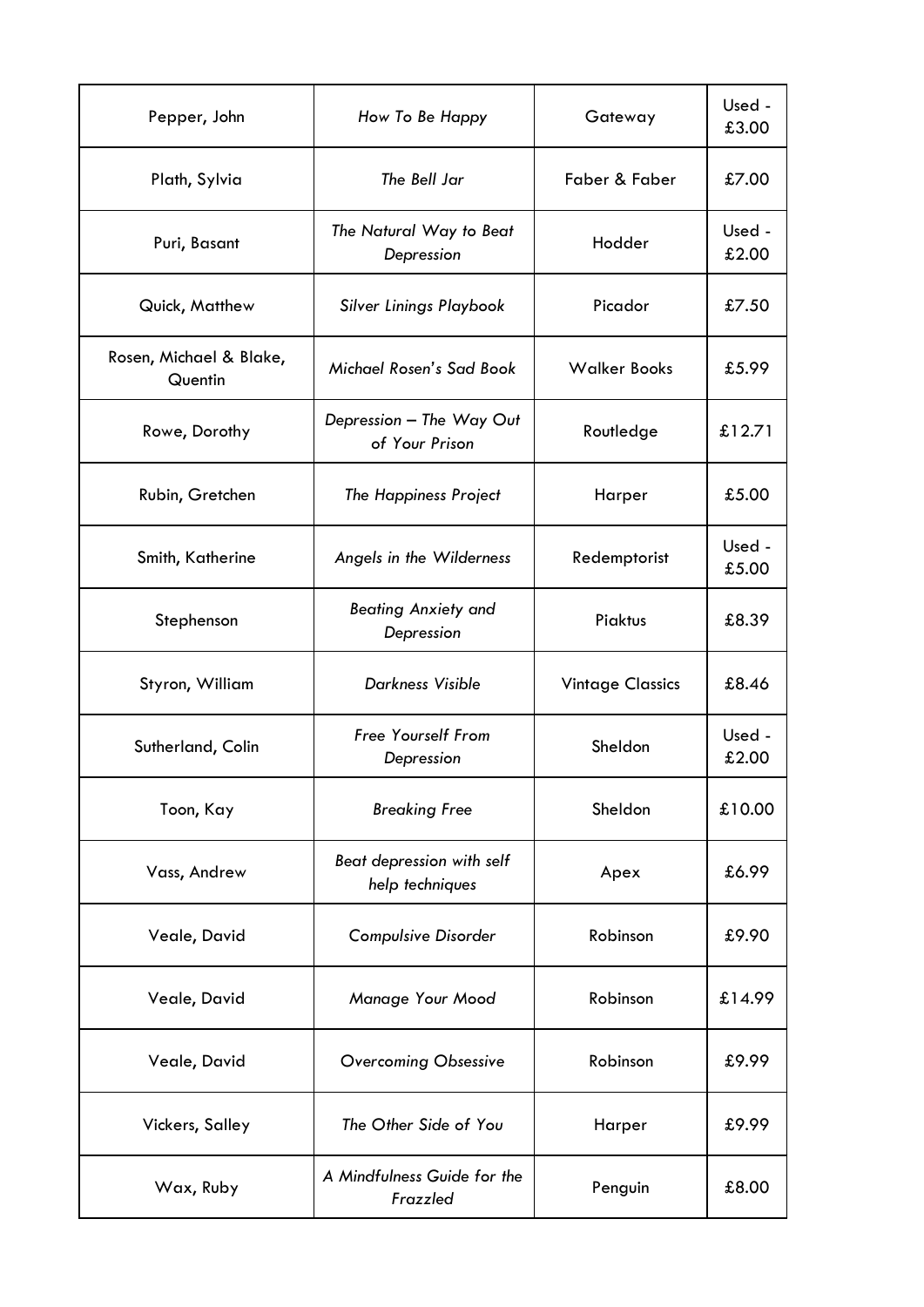| | | | |
|---|---|---|---|
| Pepper, John | *How To Be Happy* | Gateway | Used - £3.00 |
| Plath, Sylvia | *The Bell Jar* | Faber & Faber | £7.00 |
| Puri, Basant | *The Natural Way to Beat Depression* | Hodder | Used - £2.00 |
| Quick, Matthew | *Silver Linings Playbook* | Picador | £7.50 |
| Rosen, Michael & Blake, Quentin | *Michael Rosen's Sad Book* | Walker Books | £5.99 |
| Rowe, Dorothy | *Depression – The Way Out of Your Prison* | Routledge | £12.71 |
| Rubin, Gretchen | *The Happiness Project* | Harper | £5.00 |
| Smith, Katherine | *Angels in the Wilderness* | Redemptorist | Used - £5.00 |
| Stephenson | *Beating Anxiety and Depression* | Piaktus | £8.39 |
| Styron, William | *Darkness Visible* | Vintage Classics | £8.46 |
| Sutherland, Colin | *Free Yourself From Depression* | Sheldon | Used - £2.00 |
| Toon, Kay | *Breaking Free* | Sheldon | £10.00 |
| Vass, Andrew | *Beat depression with self help techniques* | Apex | £6.99 |
| Veale, David | *Compulsive Disorder* | Robinson | £9.90 |
| Veale, David | *Manage Your Mood* | Robinson | £14.99 |
| Veale, David | *Overcoming Obsessive* | Robinson | £9.99 |
| Vickers, Salley | *The Other Side of You* | Harper | £9.99 |
| Wax, Ruby | *A Mindfulness Guide for the Frazzled* | Penguin | £8.00 |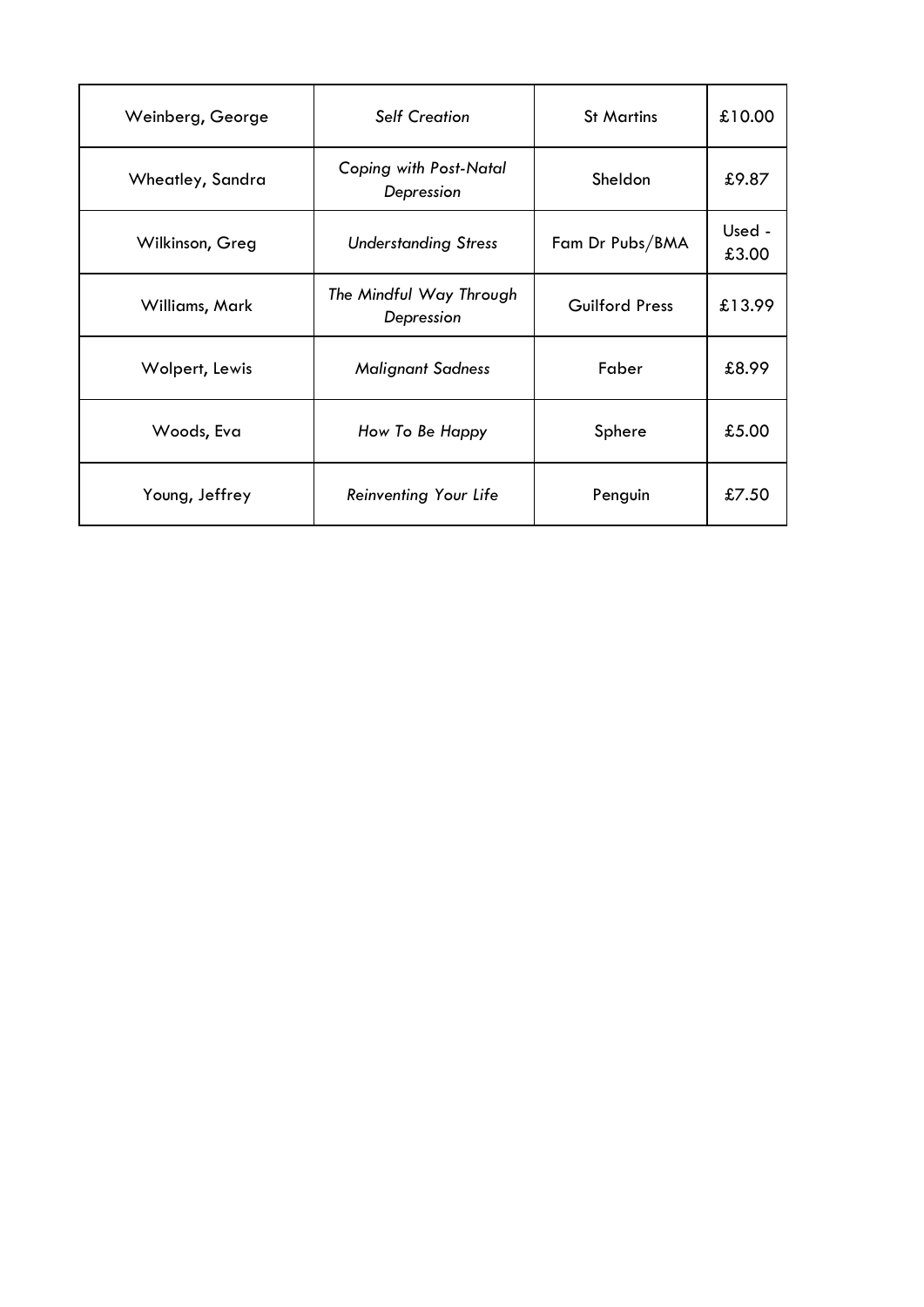| Weinberg, George | *Self Creation* | St Martins | £10.00 |
|---|---|---|---|
| Wheatley, Sandra | *Coping with Post-Natal Depression* | Sheldon | £9.87 |
| Wilkinson, Greg | *Understanding Stress* | Fam Dr Pubs/BMA | Used - £3.00 |
| Williams, Mark | *The Mindful Way Through Depression* | Guilford Press | £13.99 |
| Wolpert, Lewis | *Malignant Sadness* | Faber | £8.99 |
| Woods, Eva | *How To Be Happy* | Sphere | £5.00 |
| Young, Jeffrey | *Reinventing Your Life* | Penguin | £7.50 |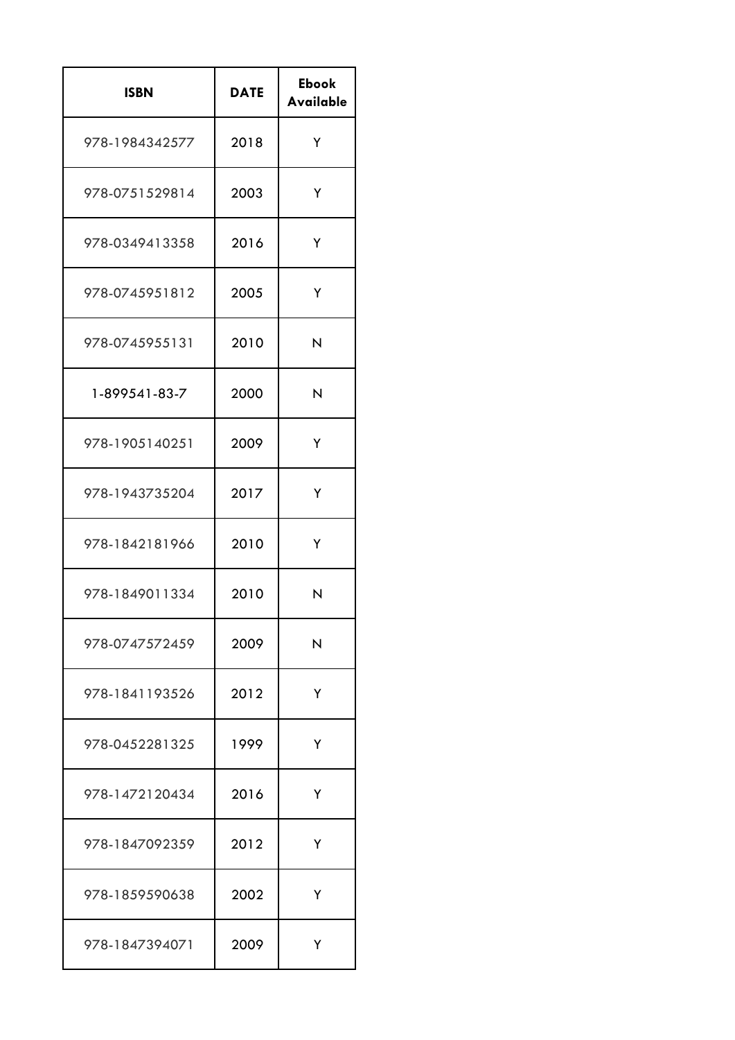| ISBN | DATE | Ebook Available |
|---|---|---|
| 978-1984342577 | 2018 | Y |
| 978-0751529814 | 2003 | Y |
| 978-0349413358 | 2016 | Y |
| 978-0745951812 | 2005 | Y |
| 978-0745955131 | 2010 | N |
| 1-899541-83-7 | 2000 | N |
| 978-1905140251 | 2009 | Y |
| 978-1943735204 | 2017 | Y |
| 978-1842181966 | 2010 | Y |
| 978-1849011334 | 2010 | N |
| 978-0747572459 | 2009 | N |
| 978-1841193526 | 2012 | Y |
| 978-0452281325 | 1999 | Y |
| 978-1472120434 | 2016 | Y |
| 978-1847092359 | 2012 | Y |
| 978-1859590638 | 2002 | Y |
| 978-1847394071 | 2009 | Y |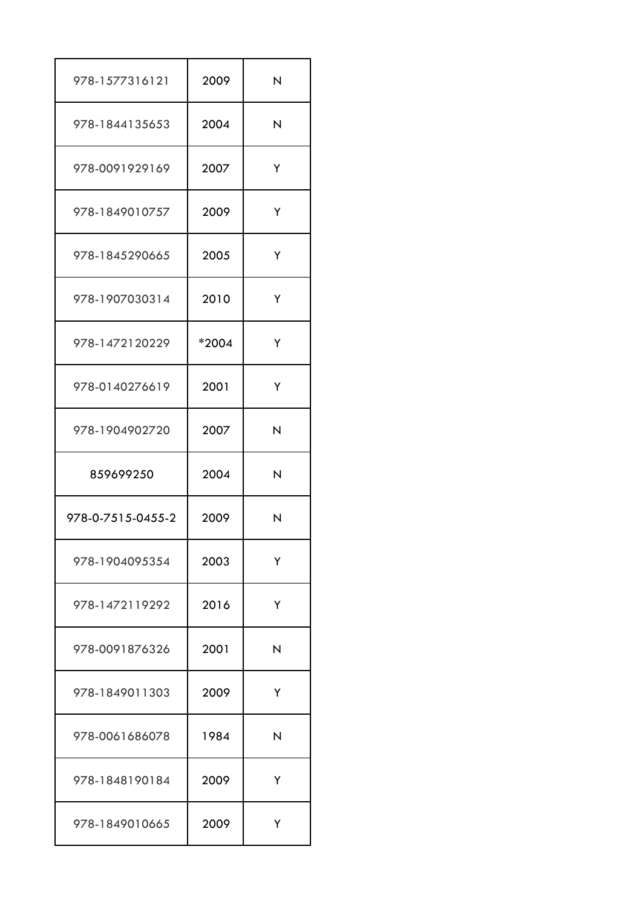| | | |
|---|---|---|
| 978-1577316121 | 2009 | N |
| 978-1844135653 | 2004 | N |
| 978-0091929169 | 2007 | Y |
| 978-1849010757 | 2009 | Y |
| 978-1845290665 | 2005 | Y |
| 978-1907030314 | 2010 | Y |
| 978-1472120229 | *2004 | Y |
| 978-0140276619 | 2001 | Y |
| 978-1904902720 | 2007 | N |
| 859699250 | 2004 | N |
| 978-0-7515-0455-2 | 2009 | N |
| 978-1904095354 | 2003 | Y |
| 978-1472119292 | 2016 | Y |
| 978-0091876326 | 2001 | N |
| 978-1849011303 | 2009 | Y |
| 978-0061686078 | 1984 | N |
| 978-1848190184 | 2009 | Y |
| 978-1849010665 | 2009 | Y |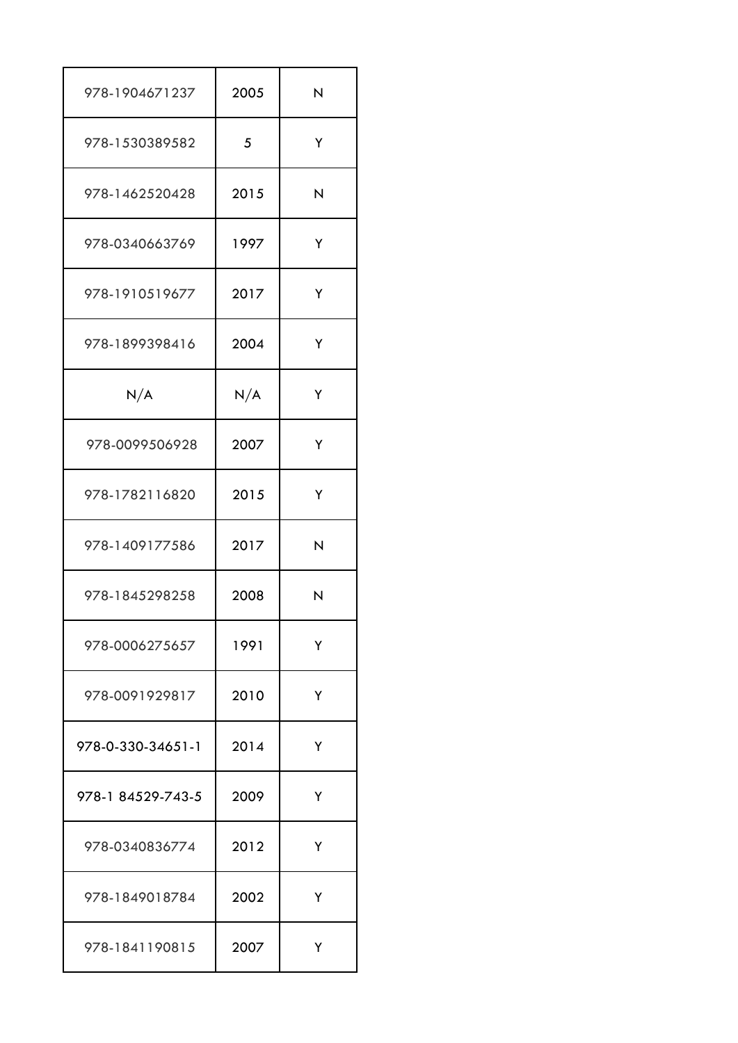| | | |
|---|---|---|
| 978-1904671237 | 2005 | N |
| 978-1530389582 | 5 | Y |
| 978-1462520428 | 2015 | N |
| 978-0340663769 | 1997 | Y |
| 978-1910519677 | 2017 | Y |
| 978-1899398416 | 2004 | Y |
| N/A | N/A | Y |
| 978-0099506928 | 2007 | Y |
| 978-1782116820 | 2015 | Y |
| 978-1409177586 | 2017 | N |
| 978-1845298258 | 2008 | N |
| 978-0006275657 | 1991 | Y |
| 978-0091929817 | 2010 | Y |
| 978-0-330-34651-1 | 2014 | Y |
| 978-1 84529-743-5 | 2009 | Y |
| 978-0340836774 | 2012 | Y |
| 978-1849018784 | 2002 | Y |
| 978-1841190815 | 2007 | Y |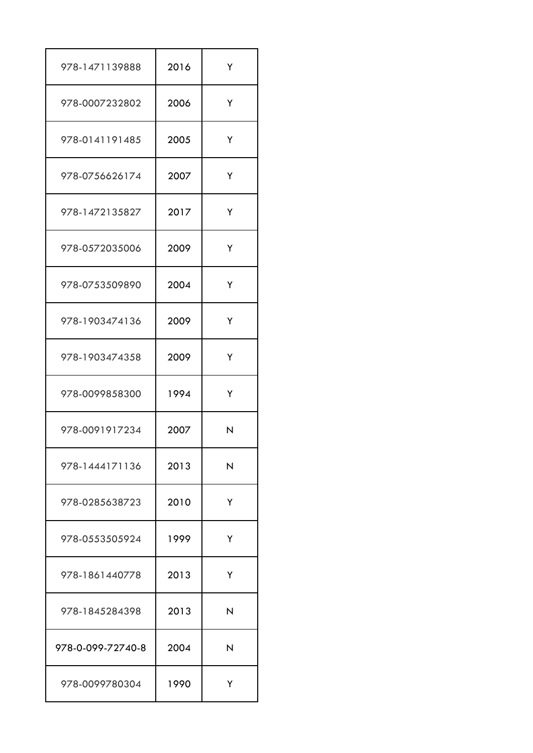| | | |
|---|---|---|
| 978-1471139888 | 2016 | Y |
| 978-0007232802 | 2006 | Y |
| 978-0141191485 | 2005 | Y |
| 978-0756626174 | 2007 | Y |
| 978-1472135827 | 2017 | Y |
| 978-0572035006 | 2009 | Y |
| 978-0753509890 | 2004 | Y |
| 978-1903474136 | 2009 | Y |
| 978-1903474358 | 2009 | Y |
| 978-0099858300 | 1994 | Y |
| 978-0091917234 | 2007 | N |
| 978-1444171136 | 2013 | N |
| 978-0285638723 | 2010 | Y |
| 978-0553505924 | 1999 | Y |
| 978-1861440778 | 2013 | Y |
| 978-1845284398 | 2013 | N |
| 978-0-099-72740-8 | 2004 | N |
| 978-0099780304 | 1990 | Y |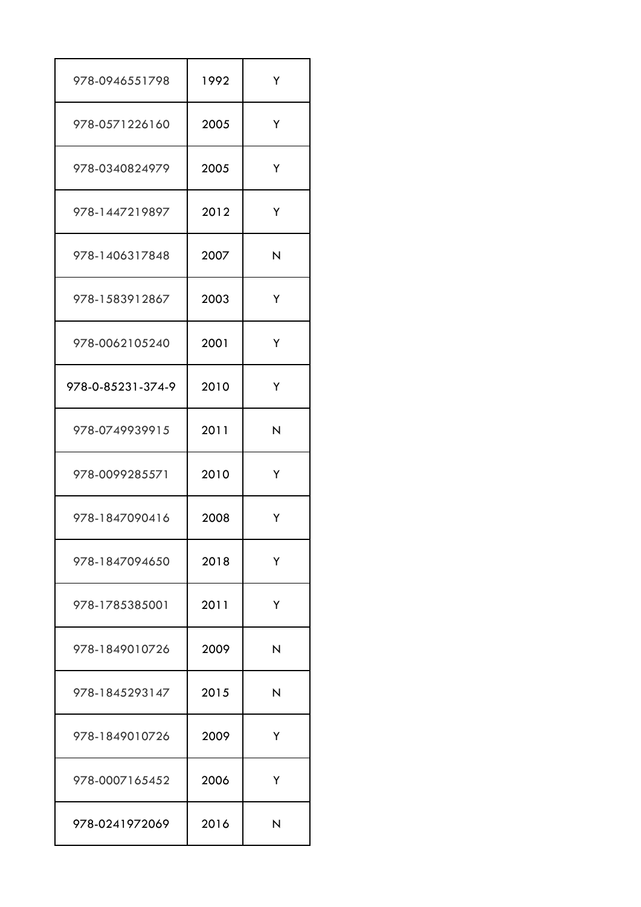| | | |
|---|---|---|
| 978-0946551798 | 1992 | Y |
| 978-0571226160 | 2005 | Y |
| 978-0340824979 | 2005 | Y |
| 978-1447219897 | 2012 | Y |
| 978-1406317848 | 2007 | N |
| 978-1583912867 | 2003 | Y |
| 978-0062105240 | 2001 | Y |
| 978-0-85231-374-9 | 2010 | Y |
| 978-0749939915 | 2011 | N |
| 978-0099285571 | 2010 | Y |
| 978-1847090416 | 2008 | Y |
| 978-1847094650 | 2018 | Y |
| 978-1785385001 | 2011 | Y |
| 978-1849010726 | 2009 | N |
| 978-1845293147 | 2015 | N |
| 978-1849010726 | 2009 | Y |
| 978-0007165452 | 2006 | Y |
| 978-0241972069 | 2016 | N |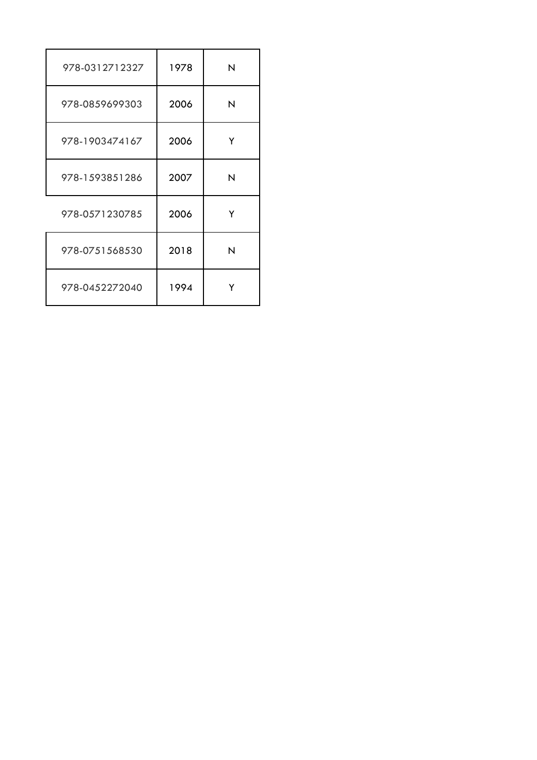| | | |
|---|---|---|
| 978-0312712327 | 1978 | N |
| 978-0859699303 | 2006 | N |
| 978-1903474167 | 2006 | Y |
| 978-1593851286 | 2007 | N |
| 978-0571230785 | 2006 | Y |
| 978-0751568530 | 2018 | N |
| 978-0452272040 | 1994 | Y |